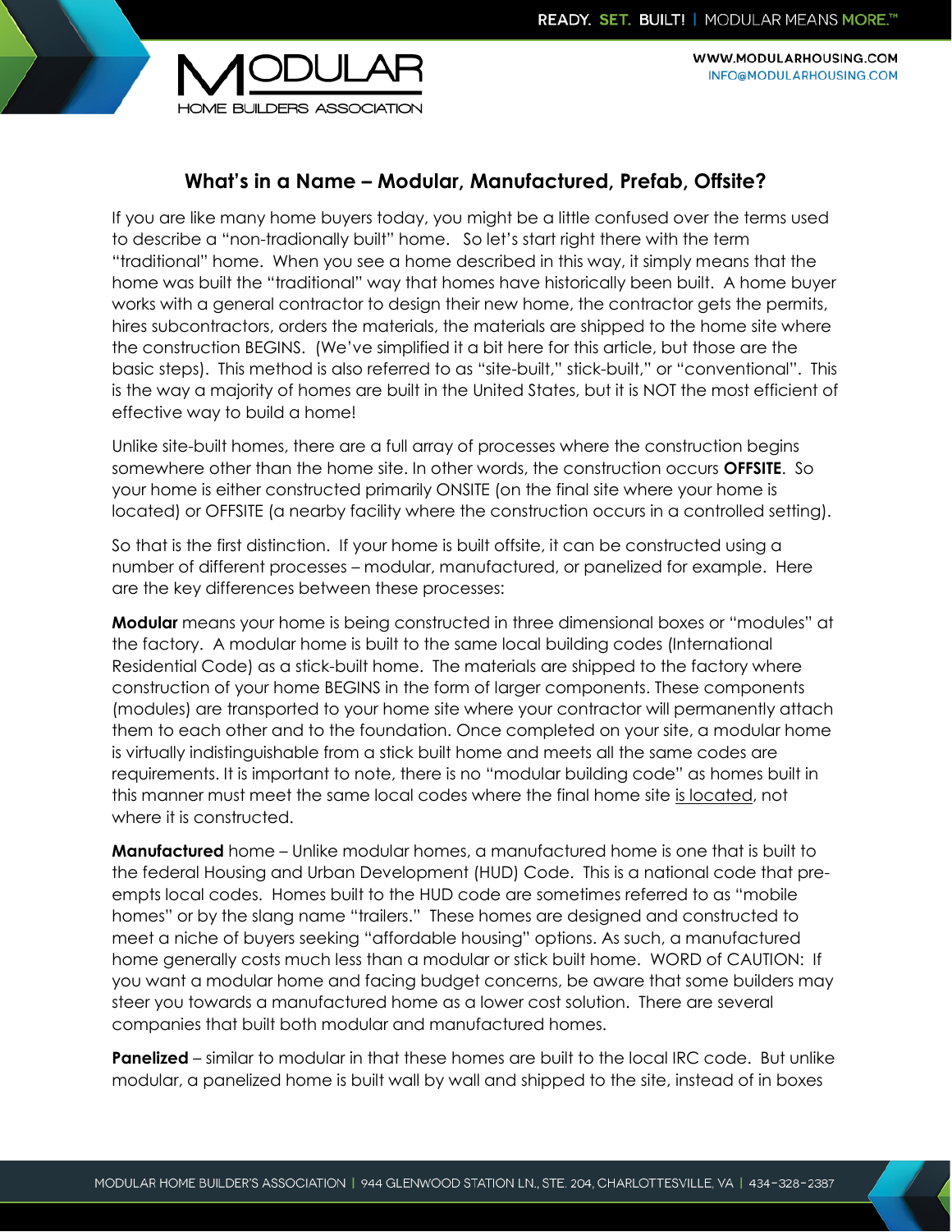## What's in a Name – Modular, Manufactured, Prefab, Offsite?

If you are like many home buyers today, you might be a little confused over the terms used to describe a "non-tradionally built" home. So let's start right there with the term "traditional" home. When you see a home described in this way, it simply means that the home was built the "traditional" way that homes have historically been built. A home buyer works with a general contractor to design their new home, the contractor gets the permits, hires subcontractors, orders the materials, the materials are shipped to the home site where the construction BEGINS. (We've simplified it a bit here for this article, but those are the basic steps). This method is also referred to as "site-built," stick-built," or "conventional". This is the way a majority of homes are built in the United States, but it is NOT the most efficient of effective way to build a home!

Unlike site-built homes, there are a full array of processes where the construction begins somewhere other than the home site. In other words, the construction occurs **OFFSITE**. So your home is either constructed primarily ONSITE (on the final site where your home is located) or OFFSITE (a nearby facility where the construction occurs in a controlled setting).

So that is the first distinction. If your home is built offsite, it can be constructed using a number of different processes – modular, manufactured, or panelized for example. Here are the key differences between these processes:

**Modular** means your home is being constructed in three dimensional boxes or "modules" at the factory. A modular home is built to the same local building codes (International Residential Code) as a stick-built home. The materials are shipped to the factory where construction of your home BEGINS in the form of larger components. These components (modules) are transported to your home site where your contractor will permanently attach them to each other and to the foundation. Once completed on your site, a modular home is virtually indistinguishable from a stick built home and meets all the same codes are requirements. It is important to note, there is no "modular building code" as homes built in this manner must meet the same local codes where the final home site is located, not where it is constructed.

**Manufactured** home – Unlike modular homes, a manufactured home is one that is built to the federal Housing and Urban Development (HUD) Code. This is a national code that pre-empts local codes. Homes built to the HUD code are sometimes referred to as "mobile homes" or by the slang name "trailers." These homes are designed and constructed to meet a niche of buyers seeking "affordable housing" options. As such, a manufactured home generally costs much less than a modular or stick built home. WORD of CAUTION: If you want a modular home and facing budget concerns, be aware that some builders may steer you towards a manufactured home as a lower cost solution. There are several companies that built both modular and manufactured homes.

**Panelized** – similar to modular in that these homes are built to the local IRC code. But unlike modular, a panelized home is built wall by wall and shipped to the site, instead of in boxes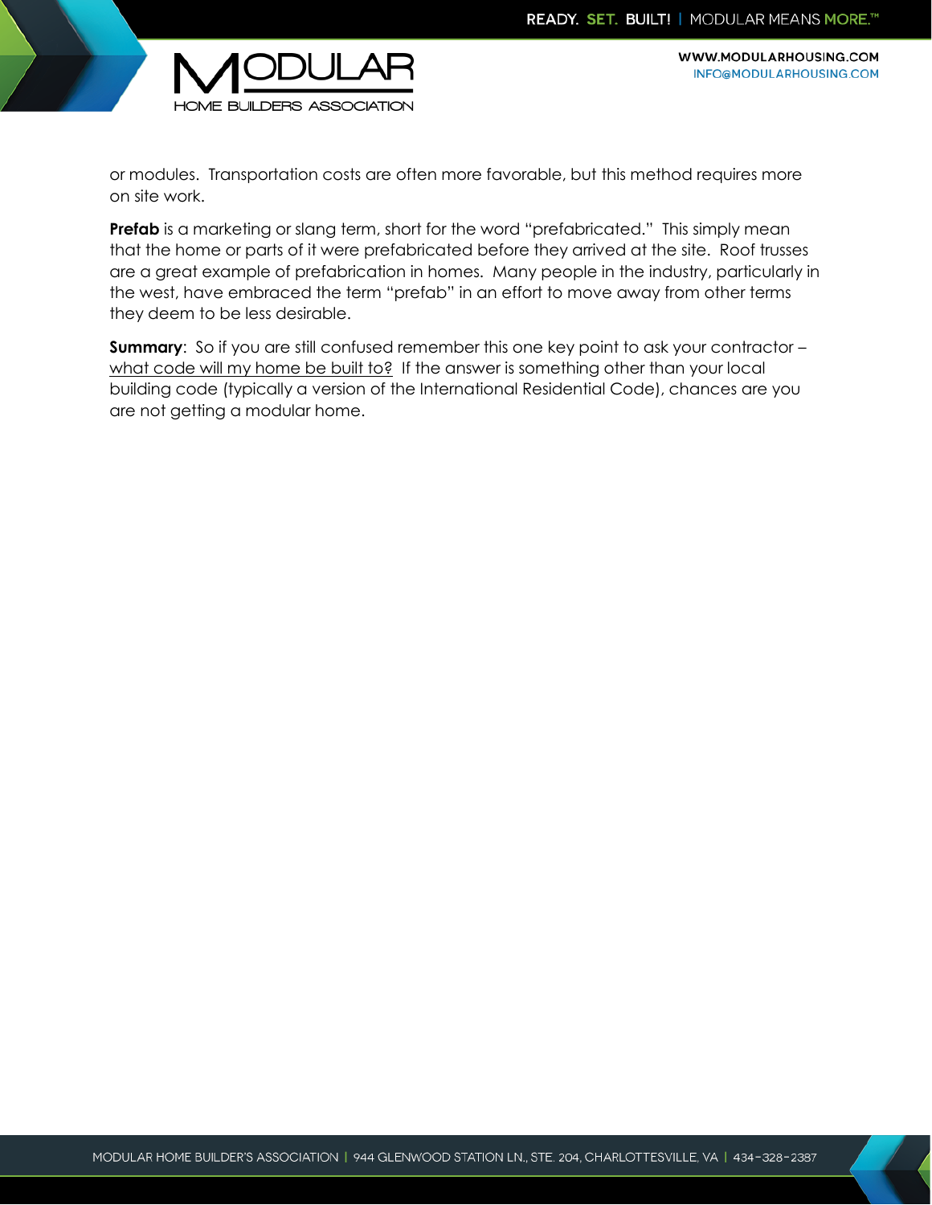or modules. Transportation costs are often more favorable, but this method requires more on site work.

**Prefab** is a marketing or slang term, short for the word "prefabricated." This simply mean that the home or parts of it were prefabricated before they arrived at the site. Roof trusses are a great example of prefabrication in homes. Many people in the industry, particularly in the west, have embraced the term "prefab" in an effort to move away from other terms they deem to be less desirable.

**Summary**: So if you are still confused remember this one key point to ask your contractor – <u>what code will my home be built to?</u> If the answer is something other than your local building code (typically a version of the International Residential Code), chances are you are not getting a modular home.